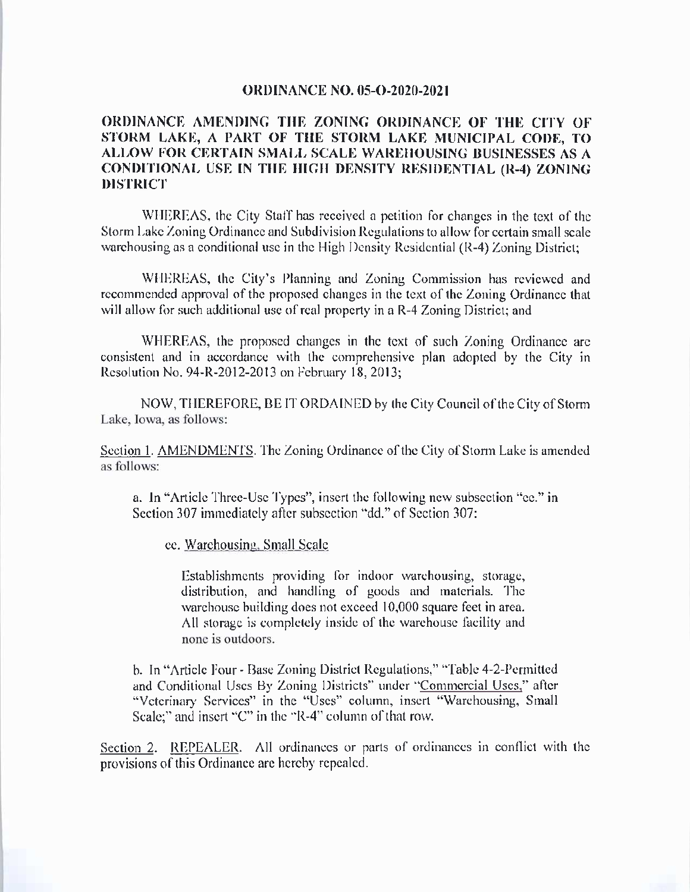# ORDINANCE NO. 05-O-2020-2021

## ORDINANCE AMENDING THE ZONING ORDINANCE OF THE CITY OF STORM LAKE, A PART OF THE STORM LAKE MUNICIPAL CODE, TO ALLOW FOR CERTAIN SMALL SCALE WAREHOUSING BUSINESSES AS A CONDITIONAL USE IN THE HIGH DENSITY RESIDENTIAL (R-4) ZONING DISTRICT

WHEREAS, the City Staff has received a petition for changes in the text of the Storm Lake Zoning Ordinance and Subdivision Regulations to allow for certain small scale warehousing as a conditional use in the High Density Residential (R-4) Zoning District;

WHEREAS, the City's Planning and Zoning Commission has reviewed and recommended approval of the proposed changes in the text of the Zoning Ordinance that will allow for such additional use of real property in a R-4 Zoning District; and

WHEREAS, the proposed changes in the text of such Zoning Ordinance are consistent and in accordance with the comprehensive plan adopted by the City in Resolution No. 94-R-2012-2013 on February 18, 2013;

NOW, THEREFORE, BE IT ORDAINED by the City Council of the City of Storm Lake, Iowa, as follows:

Section 1. AMENDMENTS. The Zoning Ordinance of the City of Storm Lake is amended as follows:

a. In "Article Three-Use Types", insert the following new subsection "ee." in Section 307 immediately after subsection "dd." of Section 307:

ee. Warehousing, Small Scale

> Establishments providing for indoor warehousing, storage, distribution, and handling of goods and materials. The warehouse building does not exceed 10,000 square feet in area. All storage is completely inside of the warehouse facility and none is outdoors.

b. In "Article Four - Base Zoning District Regulations," "Table 4-2-Permitted and Conditional Uses By Zoning Districts" under "Commercial Uses," after "Veterinary Services" in the "Uses" column, insert "Warehousing, Small Scale;" and insert "C" in the "R-4" column of that row.

Section 2. REPEALER. All ordinances or parts of ordinances in conflict with the provisions of this Ordinance are hereby repealed.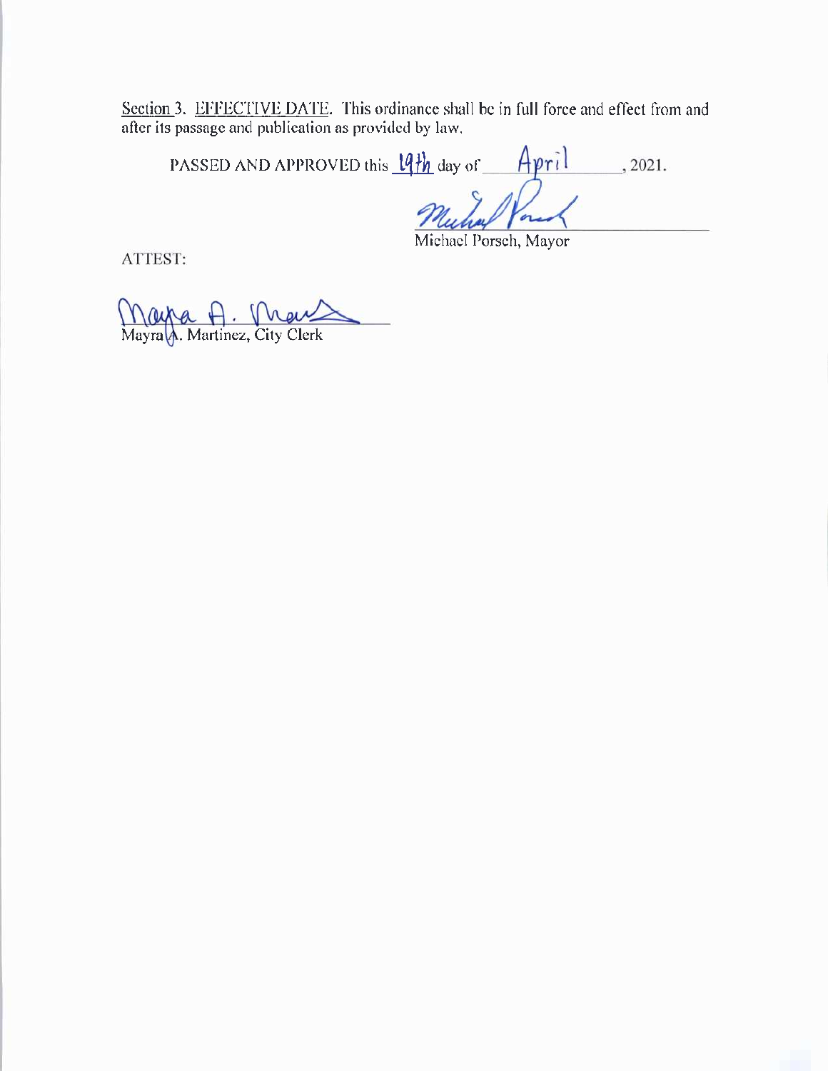Section 3. EFFECTIVE DATE. This ordinance shall be in full force and effect from and after its passage and publication as provided by law.

PASSED AND APPROVED this 19th day of April, 2021.

Michael Porsch, Mayor

ATTEST:

Mayra A. Martinez, City Clerk